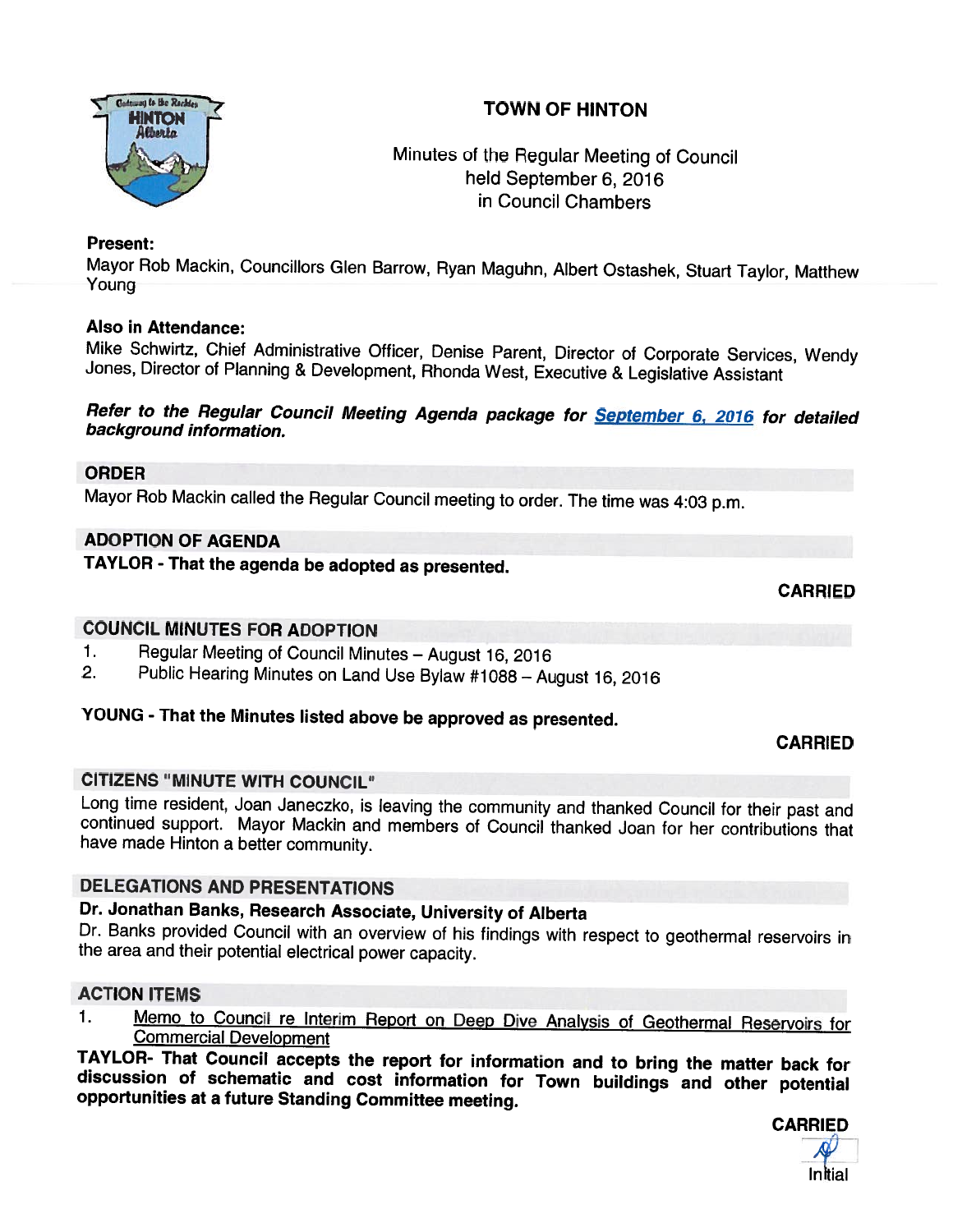# TOWN OF HINTON

Minutes of the Regular Meeting of Council
held September 6, 2016
in Council Chambers

**Present:**
Mayor Rob Mackin, Councillors Glen Barrow, Ryan Maguhn, Albert Ostashek, Stuart Taylor, Matthew Young

**Also in Attendance:**
Mike Schwirtz, Chief Administrative Officer, Denise Parent, Director of Corporate Services, Wendy Jones, Director of Planning & Development, Rhonda West, Executive & Legislative Assistant

***Refer to the Regular Council Meeting Agenda package for September 6, 2016 for detailed background information.***

## ORDER

Mayor Rob Mackin called the Regular Council meeting to order. The time was 4:03 p.m.

## ADOPTION OF AGENDA

**TAYLOR - That the agenda be adopted as presented.**

**CARRIED**

## COUNCIL MINUTES FOR ADOPTION

1. Regular Meeting of Council Minutes – August 16, 2016
2. Public Hearing Minutes on Land Use Bylaw #1088 – August 16, 2016

**YOUNG - That the Minutes listed above be approved as presented.**

**CARRIED**

## CITIZENS "MINUTE WITH COUNCIL"

Long time resident, Joan Janeczko, is leaving the community and thanked Council for their past and continued support. Mayor Mackin and members of Council thanked Joan for her contributions that have made Hinton a better community.

## DELEGATIONS AND PRESENTATIONS

**Dr. Jonathan Banks, Research Associate, University of Alberta**

Dr. Banks provided Council with an overview of his findings with respect to geothermal reservoirs in the area and their potential electrical power capacity.

## ACTION ITEMS

1. Memo to Council re Interim Report on Deep Dive Analysis of Geothermal Reservoirs for Commercial Development

**TAYLOR- That Council accepts the report for information and to bring the matter back for discussion of schematic and cost information for Town buildings and other potential opportunities at a future Standing Committee meeting.**

**CARRIED**

Initial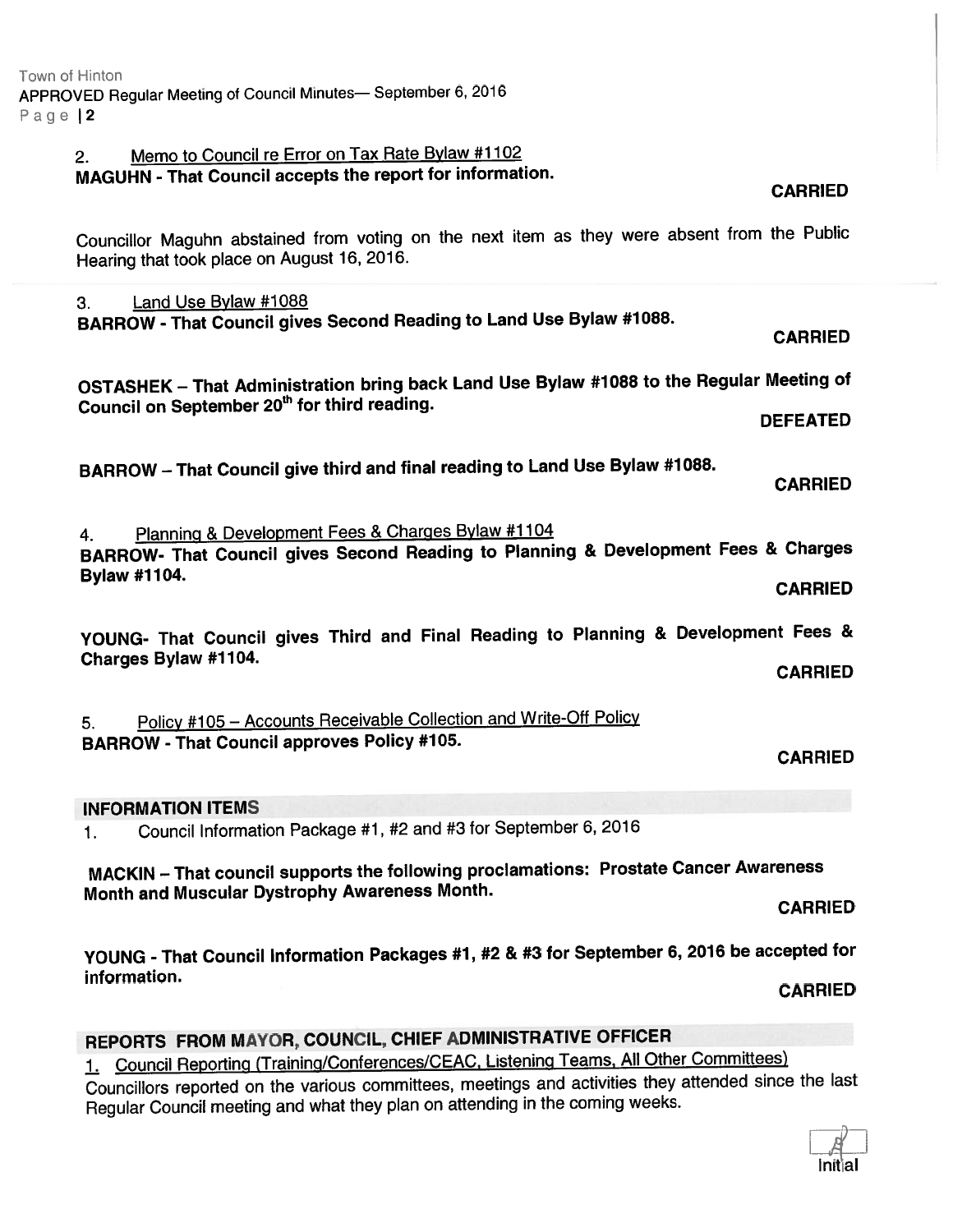2. Memo to Council re Error on Tax Rate Bylaw #1102

**MAGUHN - That Council accepts the report for information.**

**CARRIED**

Councillor Maguhn abstained from voting on the next item as they were absent from the Public Hearing that took place on August 16, 2016.

3. Land Use Bylaw #1088

**BARROW - That Council gives Second Reading to Land Use Bylaw #1088.**

**CARRIED**

**OSTASHEK – That Administration bring back Land Use Bylaw #1088 to the Regular Meeting of Council on September 20th for third reading.**

**DEFEATED**

**BARROW – That Council give third and final reading to Land Use Bylaw #1088.**

**CARRIED**

4. Planning & Development Fees & Charges Bylaw #1104

**BARROW- That Council gives Second Reading to Planning & Development Fees & Charges Bylaw #1104.**

**CARRIED**

**YOUNG- That Council gives Third and Final Reading to Planning & Development Fees & Charges Bylaw #1104.**

**CARRIED**

5. Policy #105 – Accounts Receivable Collection and Write-Off Policy

**BARROW - That Council approves Policy #105.**

**CARRIED**

## INFORMATION ITEMS

1. Council Information Package #1, #2 and #3 for September 6, 2016

**MACKIN – That council supports the following proclamations: Prostate Cancer Awareness Month and Muscular Dystrophy Awareness Month.**

**CARRIED**

**YOUNG - That Council Information Packages #1, #2 & #3 for September 6, 2016 be accepted for information.**

**CARRIED**

## REPORTS FROM MAYOR, COUNCIL, CHIEF ADMINISTRATIVE OFFICER

1. Council Reporting (Training/Conferences/CEAC, Listening Teams, All Other Committees)

Councillors reported on the various committees, meetings and activities they attended since the last Regular Council meeting and what they plan on attending in the coming weeks.

Initial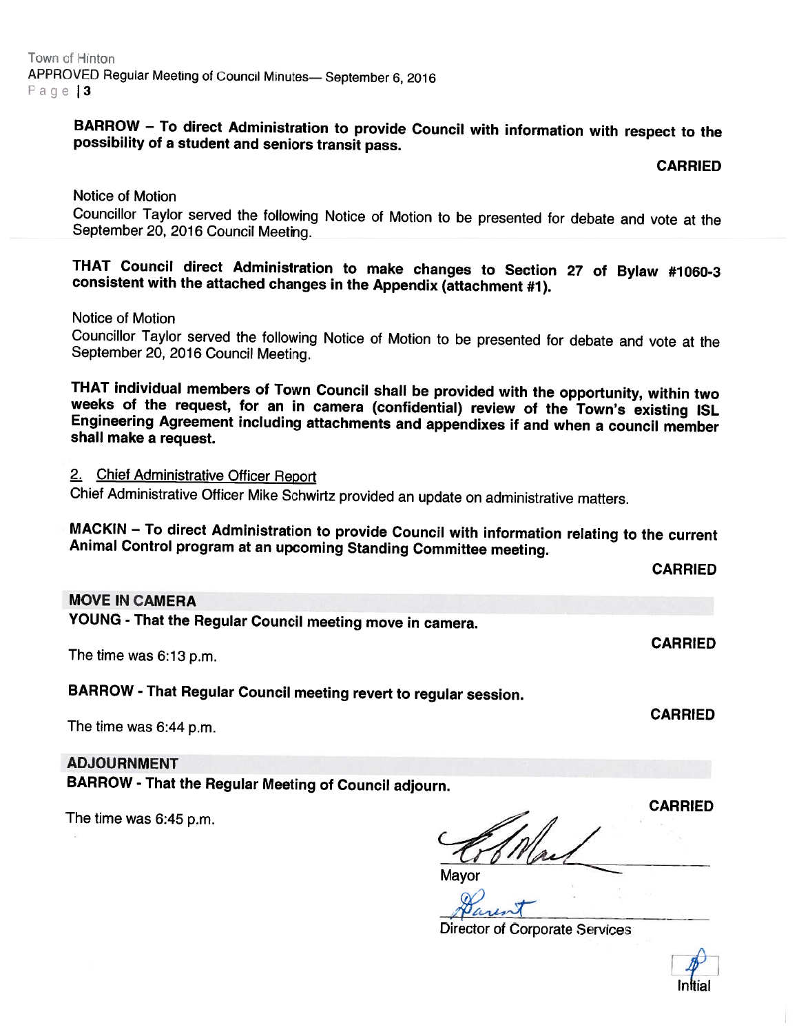**BARROW – To direct Administration to provide Council with information with respect to the possibility of a student and seniors transit pass.**

**CARRIED**

Notice of Motion
Councillor Taylor served the following Notice of Motion to be presented for debate and vote at the September 20, 2016 Council Meeting.

**THAT Council direct Administration to make changes to Section 27 of Bylaw #1060-3 consistent with the attached changes in the Appendix (attachment #1).**

Notice of Motion
Councillor Taylor served the following Notice of Motion to be presented for debate and vote at the September 20, 2016 Council Meeting.

**THAT individual members of Town Council shall be provided with the opportunity, within two weeks of the request, for an in camera (confidential) review of the Town's existing ISL Engineering Agreement including attachments and appendixes if and when a council member shall make a request.**

2. Chief Administrative Officer Report

Chief Administrative Officer Mike Schwirtz provided an update on administrative matters.

**MACKIN – To direct Administration to provide Council with information relating to the current Animal Control program at an upcoming Standing Committee meeting.**

**CARRIED**

## MOVE IN CAMERA

**YOUNG - That the Regular Council meeting move in camera.**

**CARRIED**

The time was 6:13 p.m.

**BARROW - That Regular Council meeting revert to regular session.**

**CARRIED**

The time was 6:44 p.m.

## ADJOURNMENT

**BARROW - That the Regular Meeting of Council adjourn.**

**CARRIED**

The time was 6:45 p.m.

Mayor

Director of Corporate Services

Initial